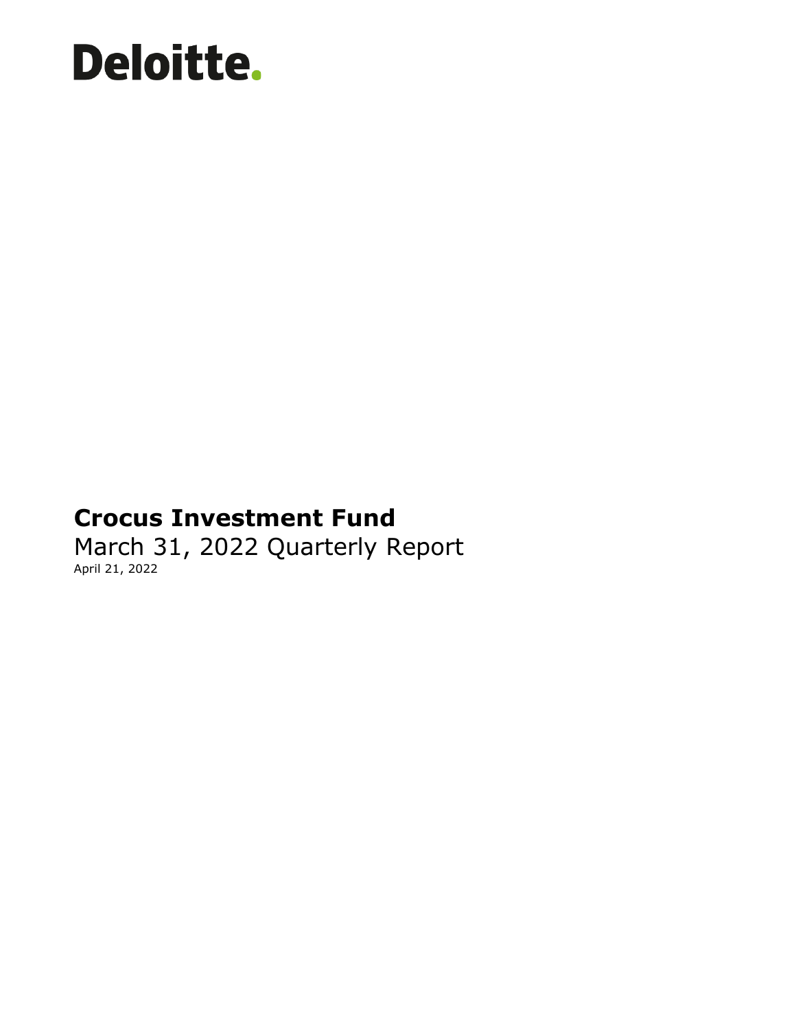Deloitte.

# Crocus Investment Fund

March 31, 2022 Quarterly Report

April 21, 2022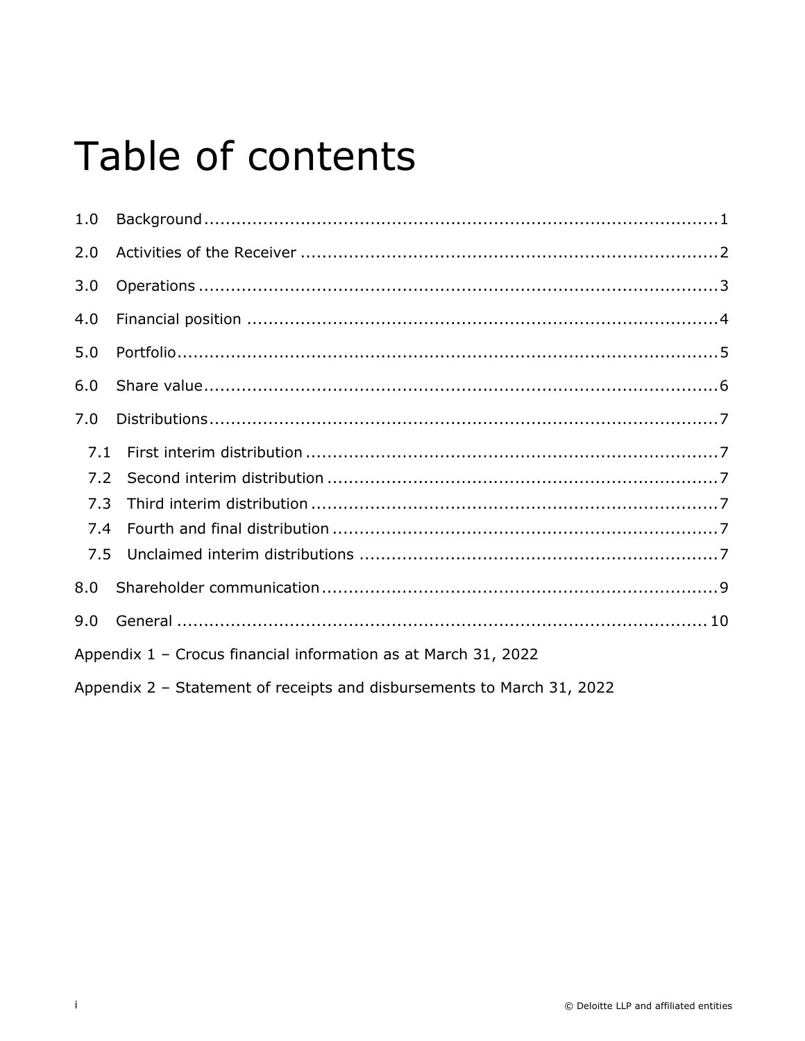# Table of contents

1.0 Background ... 1

2.0 Activities of the Receiver ... 2

3.0 Operations ... 3

4.0 Financial position ... 4

5.0 Portfolio ... 5

6.0 Share value ... 6

7.0 Distributions ... 7

- 7.1 First interim distribution ... 7
- 7.2 Second interim distribution ... 7
- 7.3 Third interim distribution ... 7
- 7.4 Fourth and final distribution ... 7
- 7.5 Unclaimed interim distributions ... 7

8.0 Shareholder communication ... 9

9.0 General ... 10

Appendix 1 – Crocus financial information as at March 31, 2022

Appendix 2 – Statement of receipts and disbursements to March 31, 2022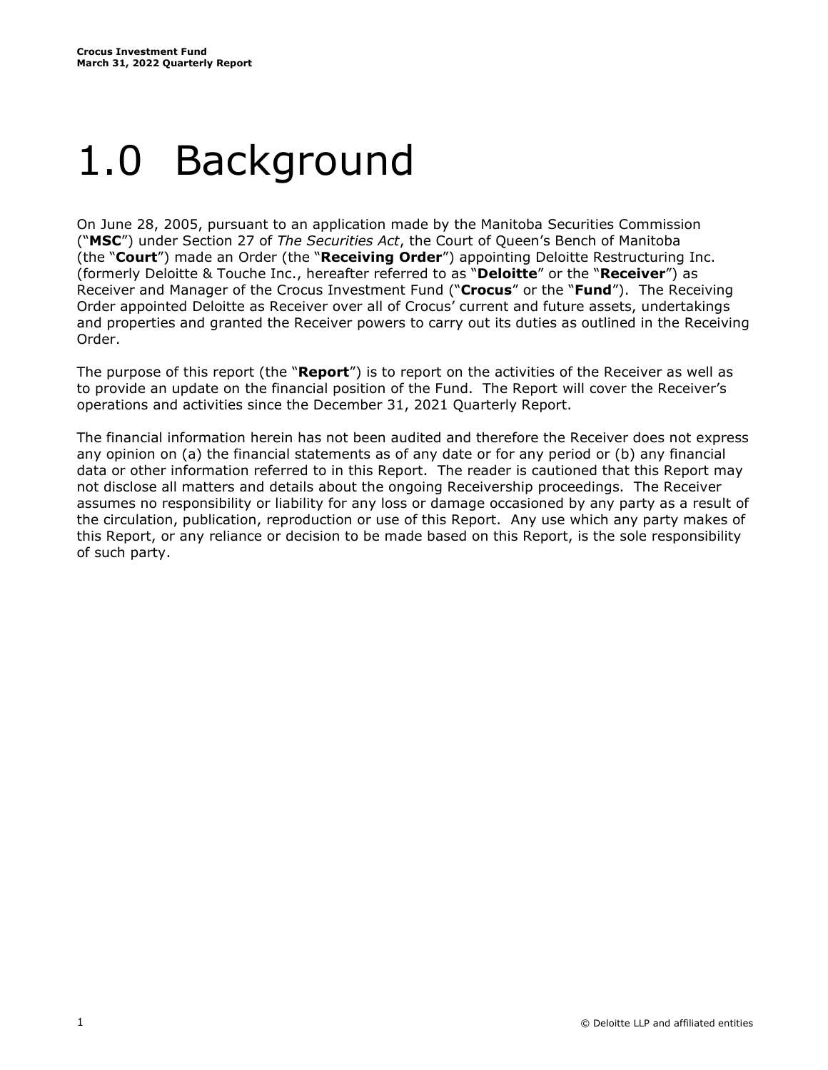# 1.0 Background

On June 28, 2005, pursuant to an application made by the Manitoba Securities Commission ("**MSC**") under Section 27 of *The Securities Act*, the Court of Queen's Bench of Manitoba (the "**Court**") made an Order (the "**Receiving Order**") appointing Deloitte Restructuring Inc. (formerly Deloitte & Touche Inc., hereafter referred to as "**Deloitte**" or the "**Receiver**") as Receiver and Manager of the Crocus Investment Fund ("**Crocus**" or the "**Fund**"). The Receiving Order appointed Deloitte as Receiver over all of Crocus' current and future assets, undertakings and properties and granted the Receiver powers to carry out its duties as outlined in the Receiving Order.

The purpose of this report (the "**Report**") is to report on the activities of the Receiver as well as to provide an update on the financial position of the Fund. The Report will cover the Receiver's operations and activities since the December 31, 2021 Quarterly Report.

The financial information herein has not been audited and therefore the Receiver does not express any opinion on (a) the financial statements as of any date or for any period or (b) any financial data or other information referred to in this Report. The reader is cautioned that this Report may not disclose all matters and details about the ongoing Receivership proceedings. The Receiver assumes no responsibility or liability for any loss or damage occasioned by any party as a result of the circulation, publication, reproduction or use of this Report. Any use which any party makes of this Report, or any reliance or decision to be made based on this Report, is the sole responsibility of such party.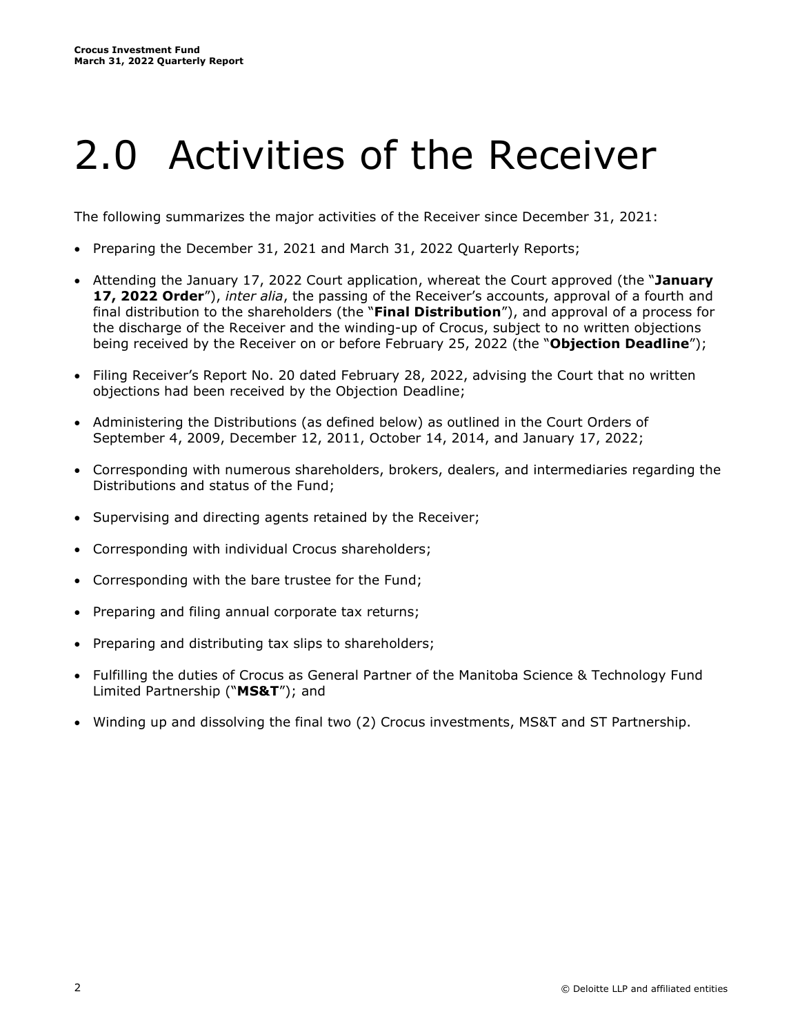# 2.0 Activities of the Receiver

The following summarizes the major activities of the Receiver since December 31, 2021:

- Preparing the December 31, 2021 and March 31, 2022 Quarterly Reports;
- Attending the January 17, 2022 Court application, whereat the Court approved (the "**January 17, 2022 Order**"), *inter alia*, the passing of the Receiver's accounts, approval of a fourth and final distribution to the shareholders (the "**Final Distribution**"), and approval of a process for the discharge of the Receiver and the winding-up of Crocus, subject to no written objections being received by the Receiver on or before February 25, 2022 (the "**Objection Deadline**");
- Filing Receiver's Report No. 20 dated February 28, 2022, advising the Court that no written objections had been received by the Objection Deadline;
- Administering the Distributions (as defined below) as outlined in the Court Orders of September 4, 2009, December 12, 2011, October 14, 2014, and January 17, 2022;
- Corresponding with numerous shareholders, brokers, dealers, and intermediaries regarding the Distributions and status of the Fund;
- Supervising and directing agents retained by the Receiver;
- Corresponding with individual Crocus shareholders;
- Corresponding with the bare trustee for the Fund;
- Preparing and filing annual corporate tax returns;
- Preparing and distributing tax slips to shareholders;
- Fulfilling the duties of Crocus as General Partner of the Manitoba Science & Technology Fund Limited Partnership ("**MS&T**"); and
- Winding up and dissolving the final two (2) Crocus investments, MS&T and ST Partnership.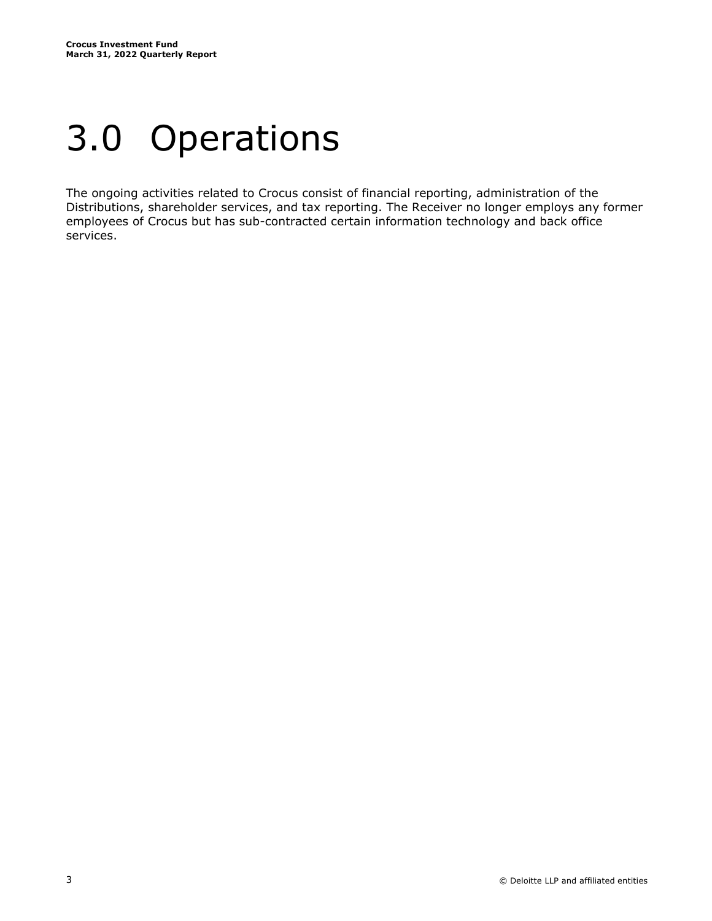# 3.0 Operations

The ongoing activities related to Crocus consist of financial reporting, administration of the Distributions, shareholder services, and tax reporting. The Receiver no longer employs any former employees of Crocus but has sub-contracted certain information technology and back office services.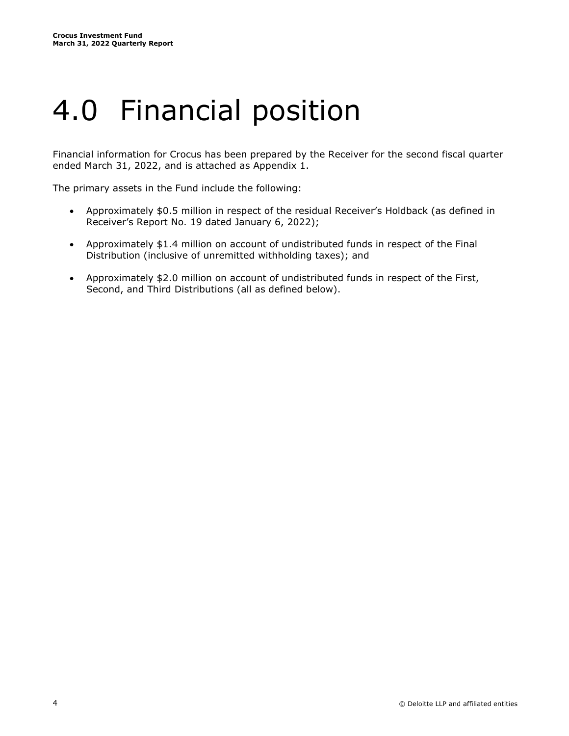# 4.0 Financial position

Financial information for Crocus has been prepared by the Receiver for the second fiscal quarter ended March 31, 2022, and is attached as Appendix 1.

The primary assets in the Fund include the following:

- Approximately $0.5 million in respect of the residual Receiver's Holdback (as defined in Receiver's Report No. 19 dated January 6, 2022);
- Approximately $1.4 million on account of undistributed funds in respect of the Final Distribution (inclusive of unremitted withholding taxes); and
- Approximately $2.0 million on account of undistributed funds in respect of the First, Second, and Third Distributions (all as defined below).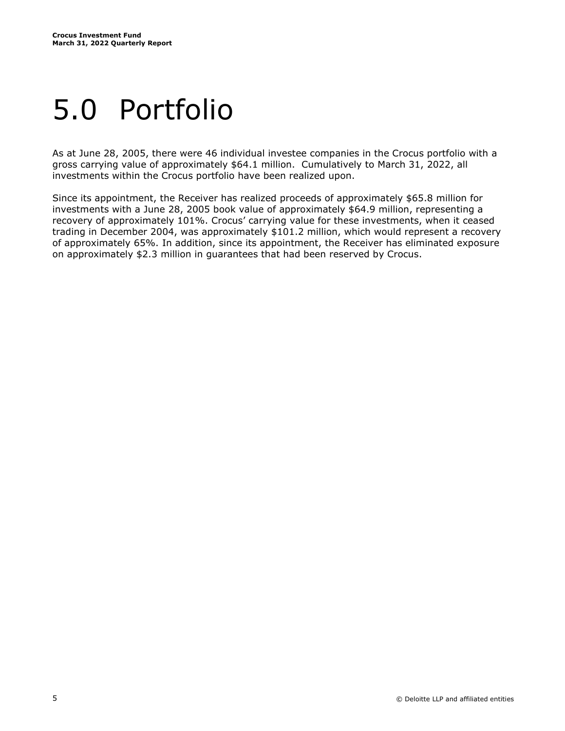# 5.0 Portfolio

As at June 28, 2005, there were 46 individual investee companies in the Crocus portfolio with a gross carrying value of approximately $64.1 million. Cumulatively to March 31, 2022, all investments within the Crocus portfolio have been realized upon.

Since its appointment, the Receiver has realized proceeds of approximately $65.8 million for investments with a June 28, 2005 book value of approximately $64.9 million, representing a recovery of approximately 101%. Crocus' carrying value for these investments, when it ceased trading in December 2004, was approximately $101.2 million, which would represent a recovery of approximately 65%. In addition, since its appointment, the Receiver has eliminated exposure on approximately $2.3 million in guarantees that had been reserved by Crocus.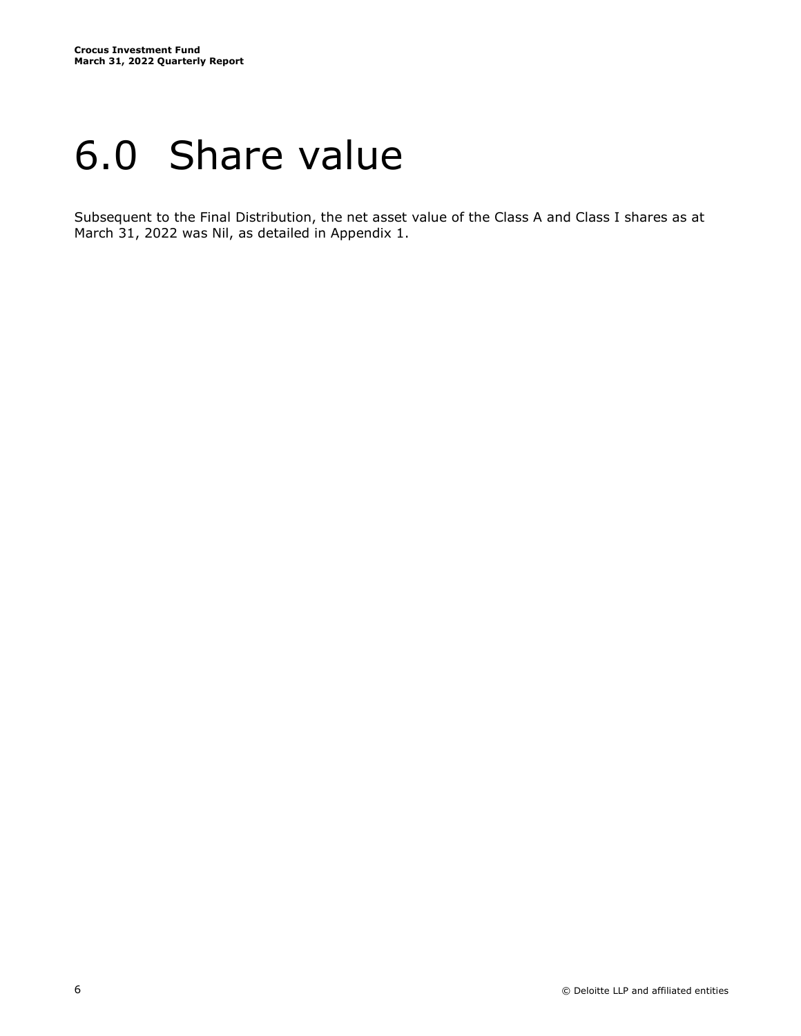# 6.0 Share value

Subsequent to the Final Distribution, the net asset value of the Class A and Class I shares as at March 31, 2022 was Nil, as detailed in Appendix 1.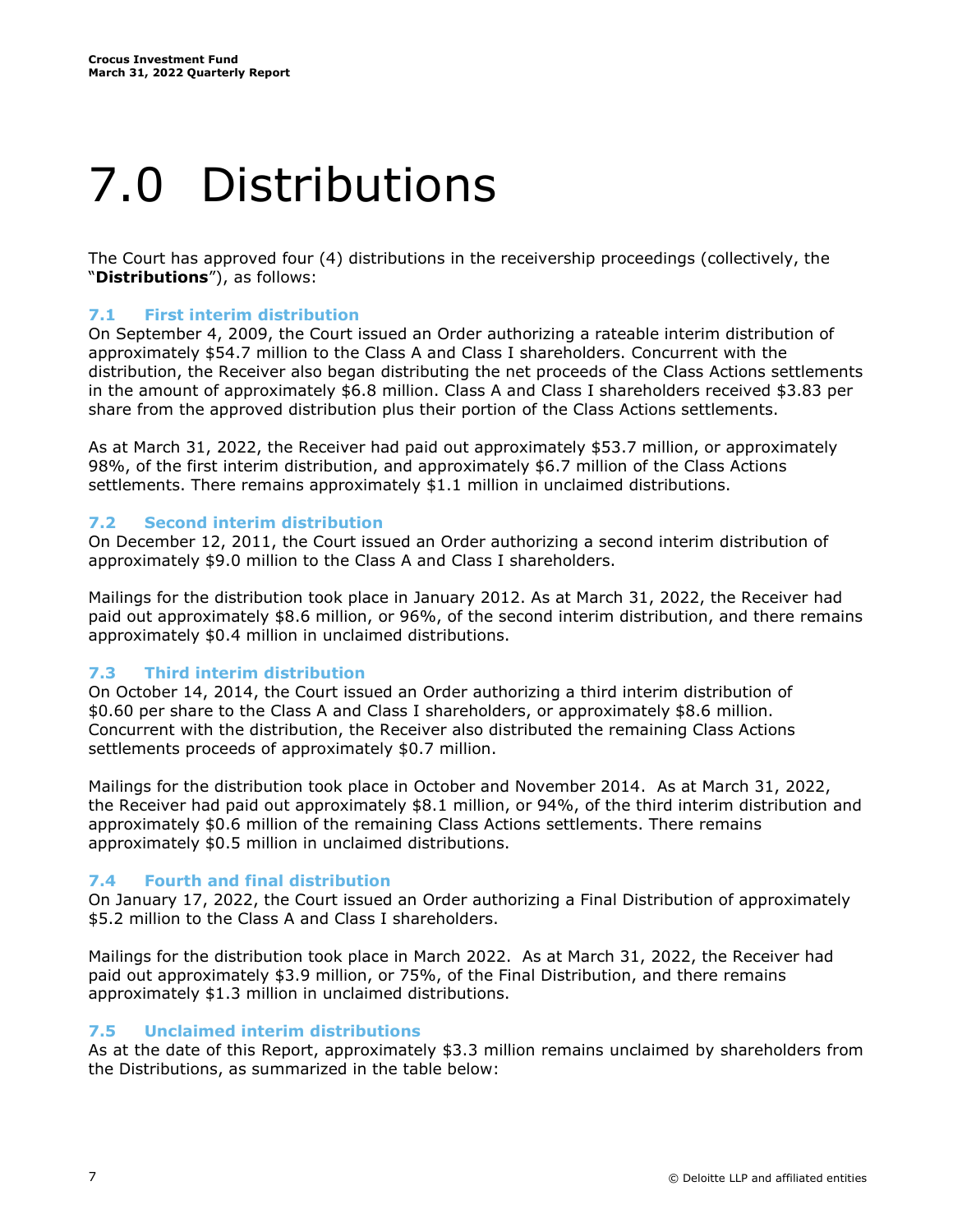# 7.0 Distributions

The Court has approved four (4) distributions in the receivership proceedings (collectively, the "**Distributions**"), as follows:

### 7.1 First interim distribution

On September 4, 2009, the Court issued an Order authorizing a rateable interim distribution of approximately $54.7 million to the Class A and Class I shareholders. Concurrent with the distribution, the Receiver also began distributing the net proceeds of the Class Actions settlements in the amount of approximately $6.8 million. Class A and Class I shareholders received $3.83 per share from the approved distribution plus their portion of the Class Actions settlements.

As at March 31, 2022, the Receiver had paid out approximately $53.7 million, or approximately 98%, of the first interim distribution, and approximately $6.7 million of the Class Actions settlements. There remains approximately $1.1 million in unclaimed distributions.

### 7.2 Second interim distribution

On December 12, 2011, the Court issued an Order authorizing a second interim distribution of approximately $9.0 million to the Class A and Class I shareholders.

Mailings for the distribution took place in January 2012. As at March 31, 2022, the Receiver had paid out approximately $8.6 million, or 96%, of the second interim distribution, and there remains approximately $0.4 million in unclaimed distributions.

### 7.3 Third interim distribution

On October 14, 2014, the Court issued an Order authorizing a third interim distribution of $0.60 per share to the Class A and Class I shareholders, or approximately $8.6 million. Concurrent with the distribution, the Receiver also distributed the remaining Class Actions settlements proceeds of approximately $0.7 million.

Mailings for the distribution took place in October and November 2014. As at March 31, 2022, the Receiver had paid out approximately $8.1 million, or 94%, of the third interim distribution and approximately $0.6 million of the remaining Class Actions settlements. There remains approximately $0.5 million in unclaimed distributions.

### 7.4 Fourth and final distribution

On January 17, 2022, the Court issued an Order authorizing a Final Distribution of approximately $5.2 million to the Class A and Class I shareholders.

Mailings for the distribution took place in March 2022. As at March 31, 2022, the Receiver had paid out approximately $3.9 million, or 75%, of the Final Distribution, and there remains approximately $1.3 million in unclaimed distributions.

### 7.5 Unclaimed interim distributions

As at the date of this Report, approximately $3.3 million remains unclaimed by shareholders from the Distributions, as summarized in the table below: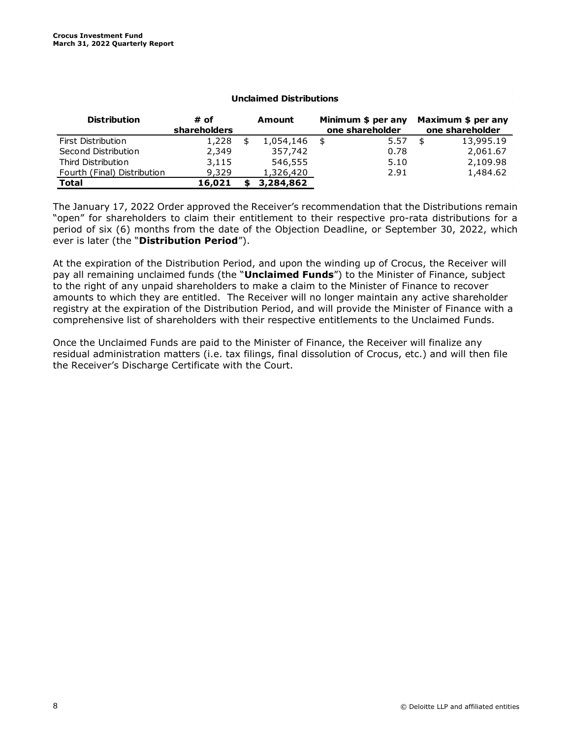**Unclaimed Distributions**

| Distribution | # of shareholders | Amount | Minimum $ per any one shareholder | Maximum $ per any one shareholder |
|---|---|---|---|---|
| First Distribution | 1,228 | $ 1,054,146 | $ 5.57 | $ 13,995.19 |
| Second Distribution | 2,349 | 357,742 | 0.78 | 2,061.67 |
| Third Distribution | 3,115 | 546,555 | 5.10 | 2,109.98 |
| Fourth (Final) Distribution | 9,329 | 1,326,420 | 2.91 | 1,484.62 |
| **Total** | **16,021** | **$ 3,284,862** | | |

The January 17, 2022 Order approved the Receiver's recommendation that the Distributions remain "open" for shareholders to claim their entitlement to their respective pro-rata distributions for a period of six (6) months from the date of the Objection Deadline, or September 30, 2022, which ever is later (the "**Distribution Period**").

At the expiration of the Distribution Period, and upon the winding up of Crocus, the Receiver will pay all remaining unclaimed funds (the "**Unclaimed Funds**") to the Minister of Finance, subject to the right of any unpaid shareholders to make a claim to the Minister of Finance to recover amounts to which they are entitled. The Receiver will no longer maintain any active shareholder registry at the expiration of the Distribution Period, and will provide the Minister of Finance with a comprehensive list of shareholders with their respective entitlements to the Unclaimed Funds.

Once the Unclaimed Funds are paid to the Minister of Finance, the Receiver will finalize any residual administration matters (i.e. tax filings, final dissolution of Crocus, etc.) and will then file the Receiver's Discharge Certificate with the Court.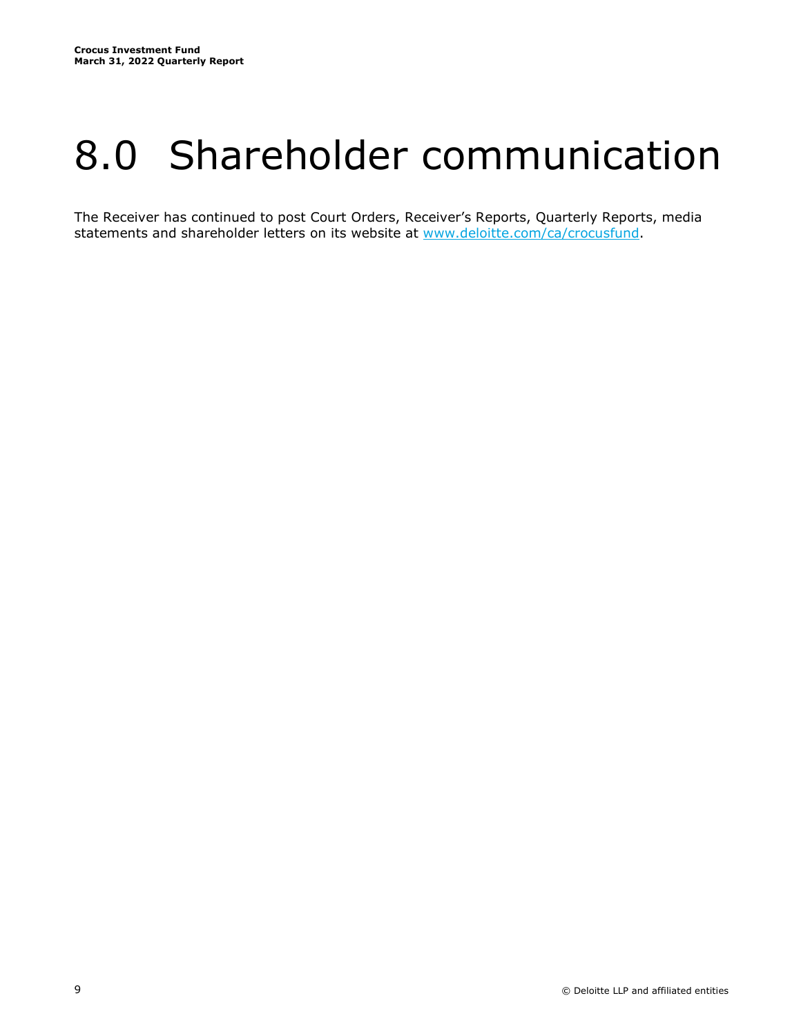# 8.0 Shareholder communication

The Receiver has continued to post Court Orders, Receiver's Reports, Quarterly Reports, media statements and shareholder letters on its website at [www.deloitte.com/ca/crocusfund](http://www.deloitte.com/ca/crocusfund).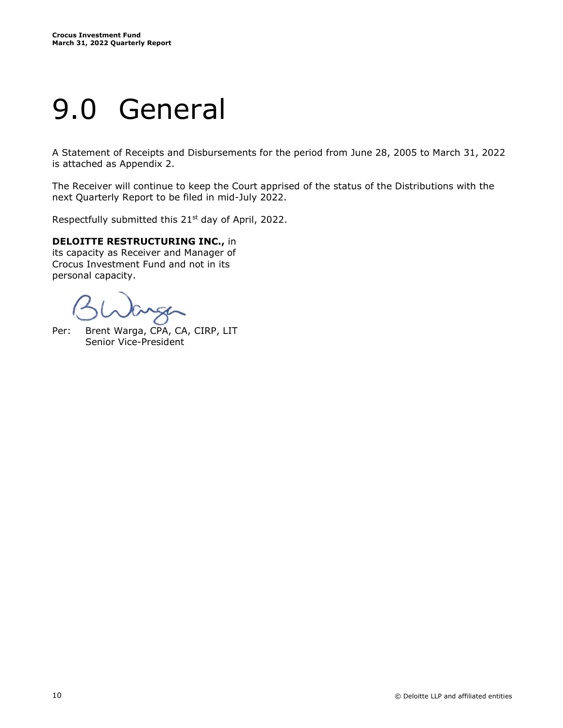# 9.0 General

A Statement of Receipts and Disbursements for the period from June 28, 2005 to March 31, 2022 is attached as Appendix 2.

The Receiver will continue to keep the Court apprised of the status of the Distributions with the next Quarterly Report to be filed in mid-July 2022.

Respectfully submitted this 21st day of April, 2022.

**DELOITTE RESTRUCTURING INC.,** in its capacity as Receiver and Manager of Crocus Investment Fund and not in its personal capacity.

Per: Brent Warga, CPA, CA, CIRP, LIT
Senior Vice-President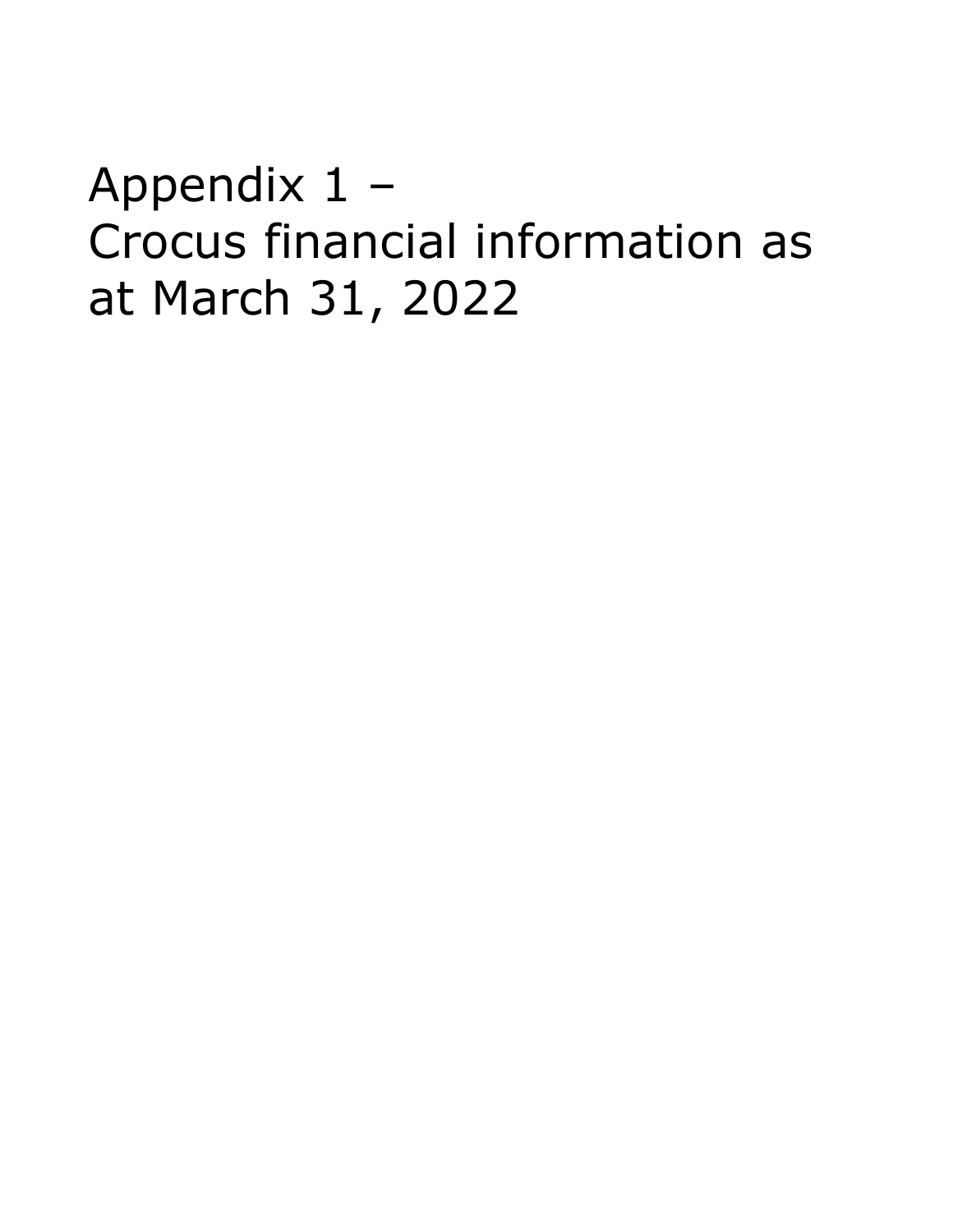# Appendix 1 – Crocus financial information as at March 31, 2022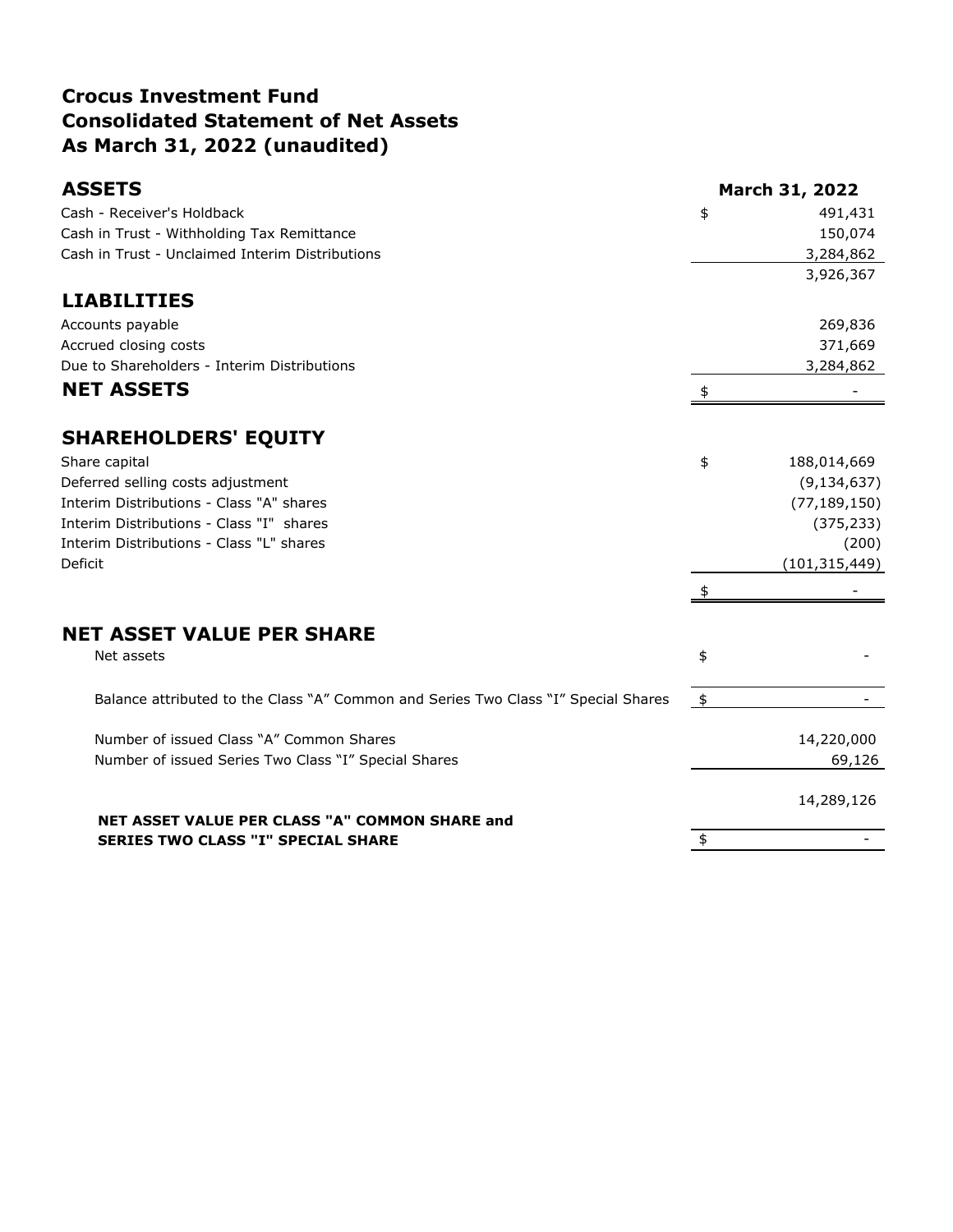# Crocus Investment Fund
# Consolidated Statement of Net Assets
# As March 31, 2022 (unaudited)

| ASSETS | | March 31, 2022 |
|---|---|---|
| Cash - Receiver's Holdback | $ | 491,431 |
| Cash in Trust - Withholding Tax Remittance | | 150,074 |
| Cash in Trust - Unclaimed Interim Distributions | | 3,284,862 |
| | | 3,926,367 |
| **LIABILITIES** | | |
| Accounts payable | | 269,836 |
| Accrued closing costs | | 371,669 |
| Due to Shareholders - Interim Distributions | | 3,284,862 |
| **NET ASSETS** | $ | - |
| **SHAREHOLDERS' EQUITY** | | |
| Share capital | $ | 188,014,669 |
| Deferred selling costs adjustment | | (9,134,637) |
| Interim Distributions - Class "A" shares | | (77,189,150) |
| Interim Distributions - Class "I" shares | | (375,233) |
| Interim Distributions - Class "L" shares | | (200) |
| Deficit | | (101,315,449) |
| | $ | - |
| **NET ASSET VALUE PER SHARE** | | |
| Net assets | $ | - |
| Balance attributed to the Class "A" Common and Series Two Class "I" Special Shares | $ | - |
| Number of issued Class "A" Common Shares | | 14,220,000 |
| Number of issued Series Two Class "I" Special Shares | | 69,126 |
| | | 14,289,126 |
| **NET ASSET VALUE PER CLASS "A" COMMON SHARE and SERIES TWO CLASS "I" SPECIAL SHARE** | $ | - |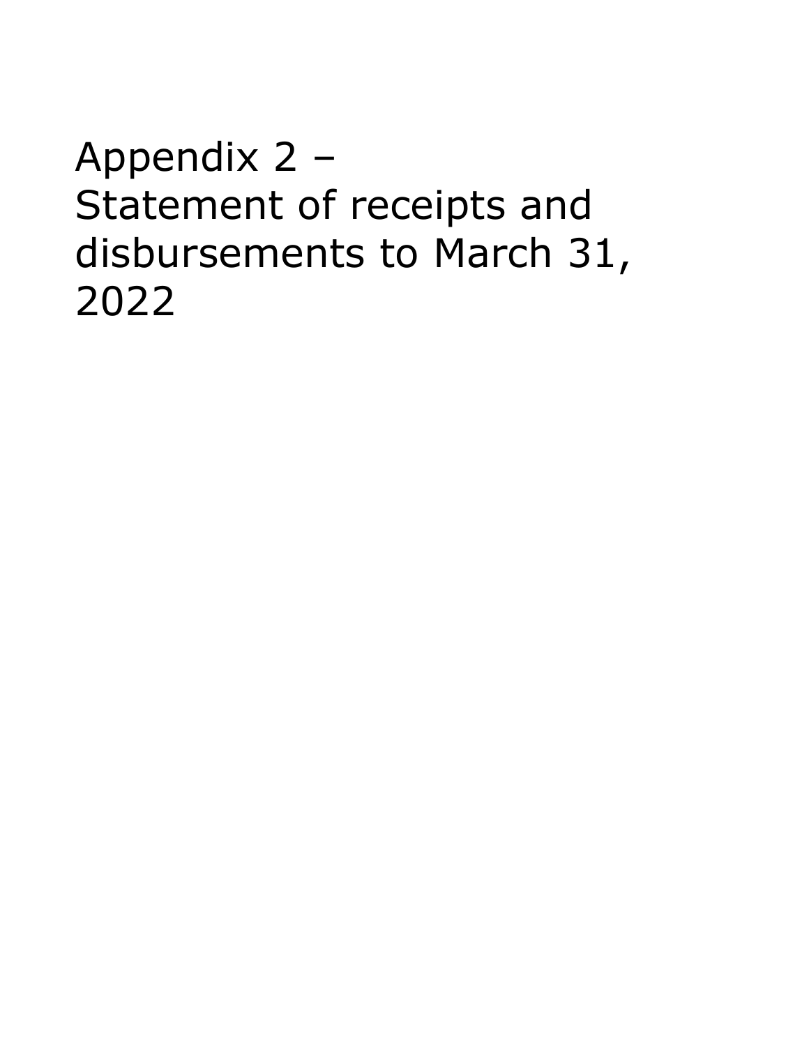# Appendix 2 – Statement of receipts and disbursements to March 31, 2022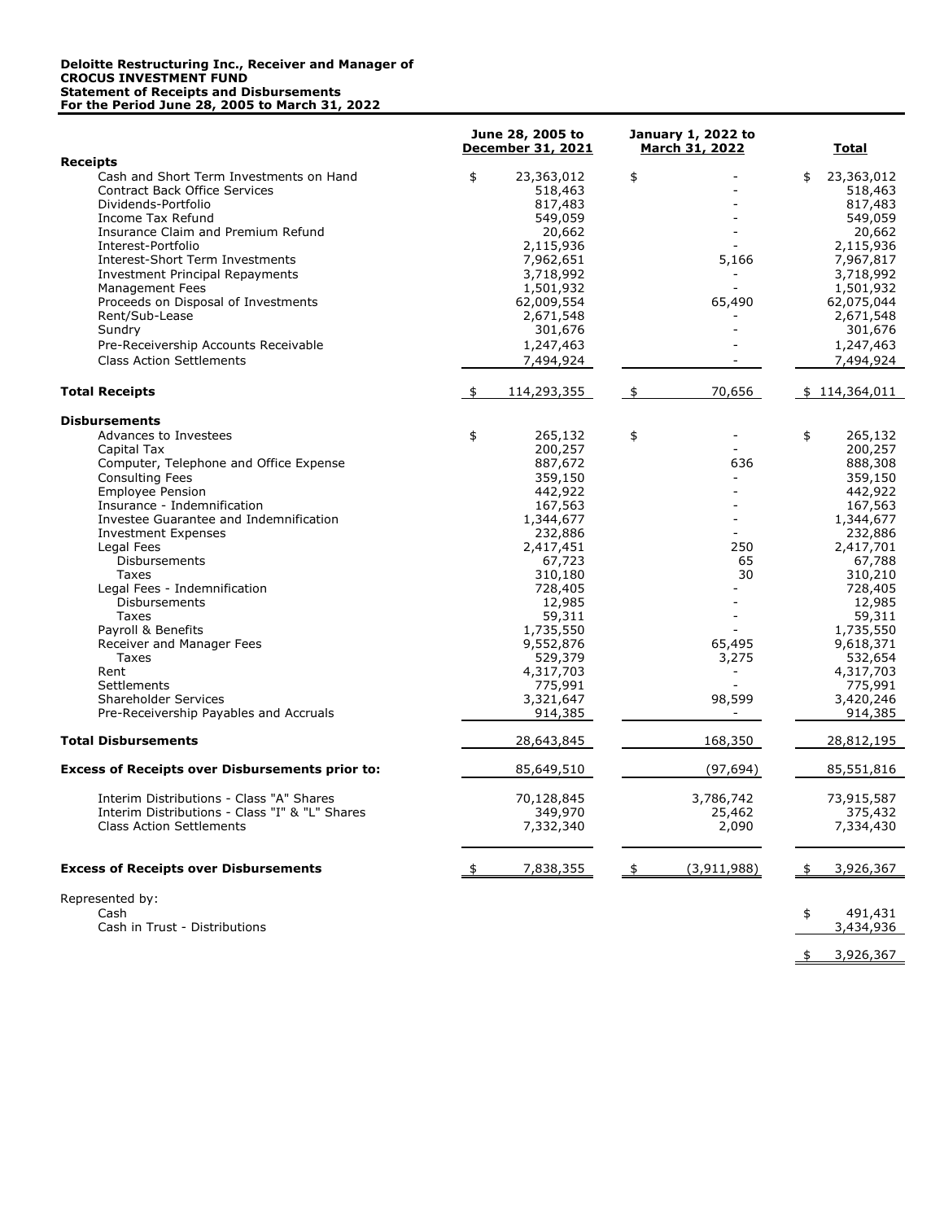**Deloitte Restructuring Inc., Receiver and Manager of**
**CROCUS INVESTMENT FUND**
**Statement of Receipts and Disbursements**
**For the Period June 28, 2005 to March 31, 2022**

| | June 28, 2005 to December 31, 2021 | January 1, 2022 to March 31, 2022 | Total |
|---|---|---|---|
| **Receipts** | | | |
| Cash and Short Term Investments on Hand | $ 23,363,012 | $ - | $ 23,363,012 |
| Contract Back Office Services | 518,463 | - | 518,463 |
| Dividends-Portfolio | 817,483 | - | 817,483 |
| Income Tax Refund | 549,059 | - | 549,059 |
| Insurance Claim and Premium Refund | 20,662 | - | 20,662 |
| Interest-Portfolio | 2,115,936 | - | 2,115,936 |
| Interest-Short Term Investments | 7,962,651 | 5,166 | 7,967,817 |
| Investment Principal Repayments | 3,718,992 | - | 3,718,992 |
| Management Fees | 1,501,932 | - | 1,501,932 |
| Proceeds on Disposal of Investments | 62,009,554 | 65,490 | 62,075,044 |
| Rent/Sub-Lease | 2,671,548 | - | 2,671,548 |
| Sundry | 301,676 | - | 301,676 |
| Pre-Receivership Accounts Receivable | 1,247,463 | - | 1,247,463 |
| Class Action Settlements | 7,494,924 | - | 7,494,924 |
| **Total Receipts** | $ 114,293,355 | $ 70,656 | $ 114,364,011 |
| **Disbursements** | | | |
| Advances to Investees | $ 265,132 | $ - | $ 265,132 |
| Capital Tax | 200,257 | - | 200,257 |
| Computer, Telephone and Office Expense | 887,672 | 636 | 888,308 |
| Consulting Fees | 359,150 | - | 359,150 |
| Employee Pension | 442,922 | - | 442,922 |
| Insurance - Indemnification | 167,563 | - | 167,563 |
| Investee Guarantee and Indemnification | 1,344,677 | - | 1,344,677 |
| Investment Expenses | 232,886 | - | 232,886 |
| Legal Fees | 2,417,451 | 250 | 2,417,701 |
| Disbursements | 67,723 | 65 | 67,788 |
| Taxes | 310,180 | 30 | 310,210 |
| Legal Fees - Indemnification | 728,405 | - | 728,405 |
| Disbursements | 12,985 | - | 12,985 |
| Taxes | 59,311 | - | 59,311 |
| Payroll & Benefits | 1,735,550 | - | 1,735,550 |
| Receiver and Manager Fees | 9,552,876 | 65,495 | 9,618,371 |
| Taxes | 529,379 | 3,275 | 532,654 |
| Rent | 4,317,703 | - | 4,317,703 |
| Settlements | 775,991 | - | 775,991 |
| Shareholder Services | 3,321,647 | 98,599 | 3,420,246 |
| Pre-Receivership Payables and Accruals | 914,385 | - | 914,385 |
| **Total Disbursements** | 28,643,845 | 168,350 | 28,812,195 |
| **Excess of Receipts over Disbursements prior to:** | 85,649,510 | (97,694) | 85,551,816 |
| Interim Distributions - Class "A" Shares | 70,128,845 | 3,786,742 | 73,915,587 |
| Interim Distributions - Class "I" & "L" Shares | 349,970 | 25,462 | 375,432 |
| Class Action Settlements | 7,332,340 | 2,090 | 7,334,430 |
| **Excess of Receipts over Disbursements** | $ 7,838,355 | $ (3,911,988) | $ 3,926,367 |
| Represented by: | | | |
| Cash | | | $ 491,431 |
| Cash in Trust - Distributions | | | 3,434,936 |
| | | | $ 3,926,367 |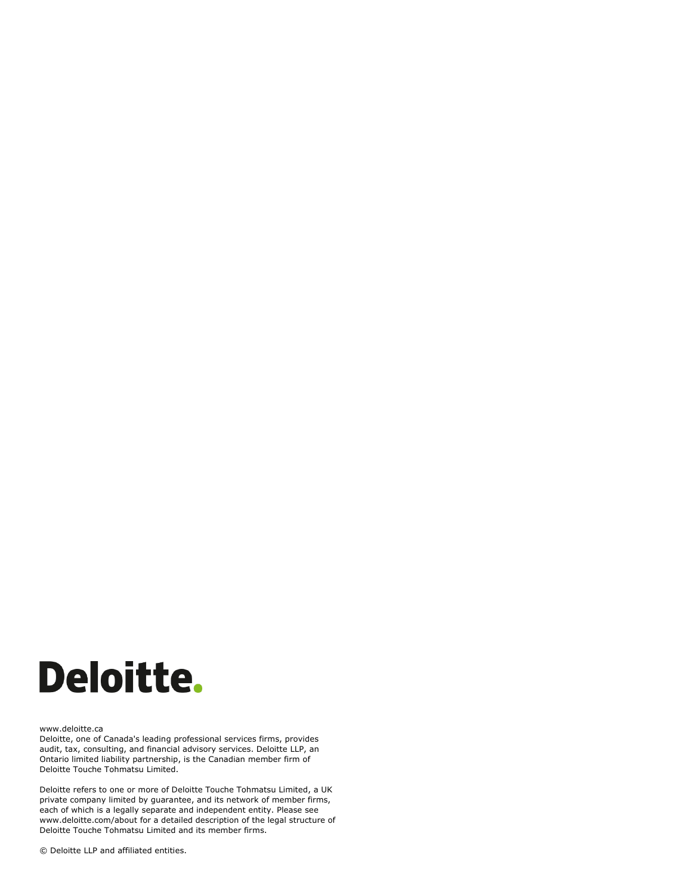Deloitte.

www.deloitte.ca
Deloitte, one of Canada's leading professional services firms, provides audit, tax, consulting, and financial advisory services. Deloitte LLP, an Ontario limited liability partnership, is the Canadian member firm of Deloitte Touche Tohmatsu Limited.

Deloitte refers to one or more of Deloitte Touche Tohmatsu Limited, a UK private company limited by guarantee, and its network of member firms, each of which is a legally separate and independent entity. Please see www.deloitte.com/about for a detailed description of the legal structure of Deloitte Touche Tohmatsu Limited and its member firms.

© Deloitte LLP and affiliated entities.